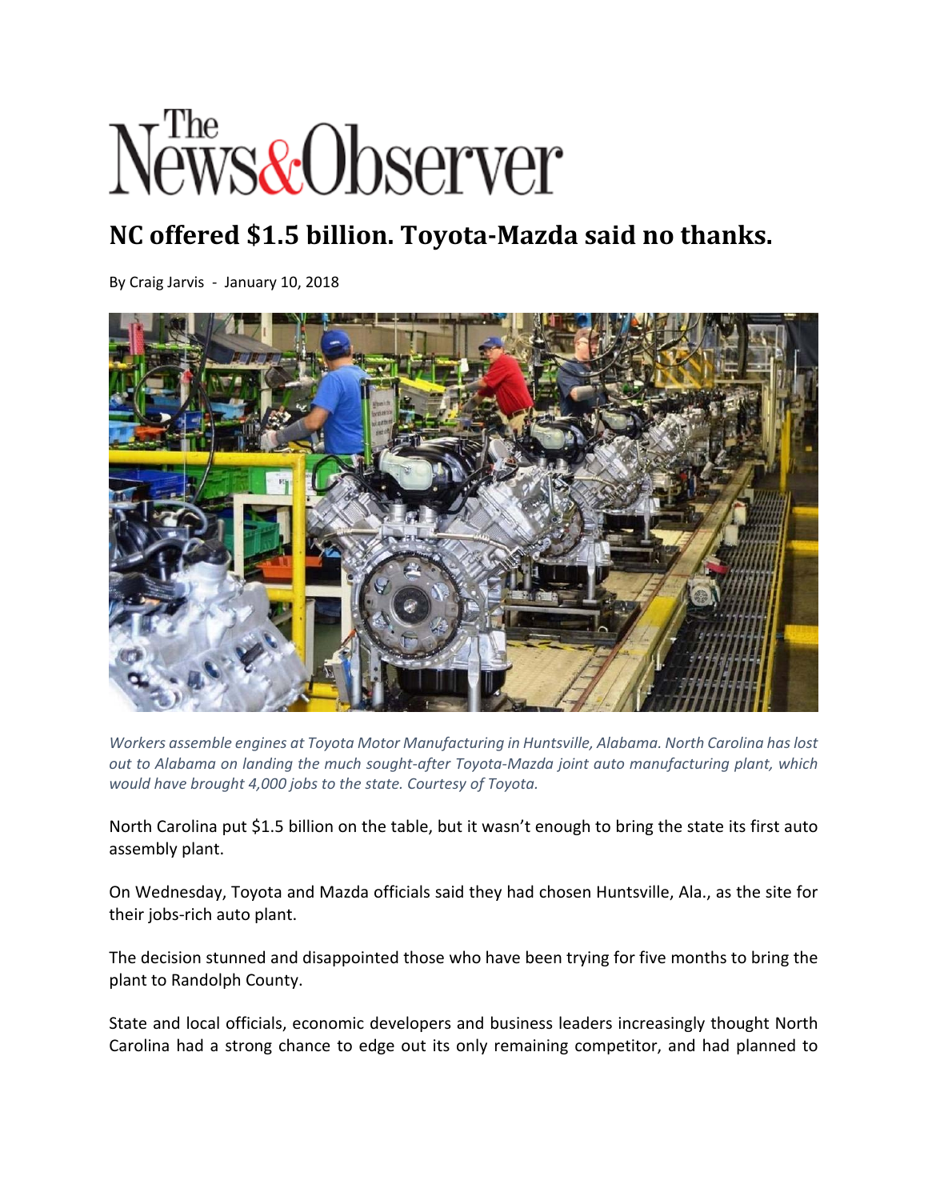# The News&Observer

## NC offered $1.5 billion. Toyota-Mazda said no thanks.

By Craig Jarvis - January 10, 2018

*Workers assemble engines at Toyota Motor Manufacturing in Huntsville, Alabama. North Carolina has lost out to Alabama on landing the much sought-after Toyota-Mazda joint auto manufacturing plant, which would have brought 4,000 jobs to the state. Courtesy of Toyota.*

North Carolina put $1.5 billion on the table, but it wasn't enough to bring the state its first auto assembly plant.

On Wednesday, Toyota and Mazda officials said they had chosen Huntsville, Ala., as the site for their jobs-rich auto plant.

The decision stunned and disappointed those who have been trying for five months to bring the plant to Randolph County.

State and local officials, economic developers and business leaders increasingly thought North Carolina had a strong chance to edge out its only remaining competitor, and had planned to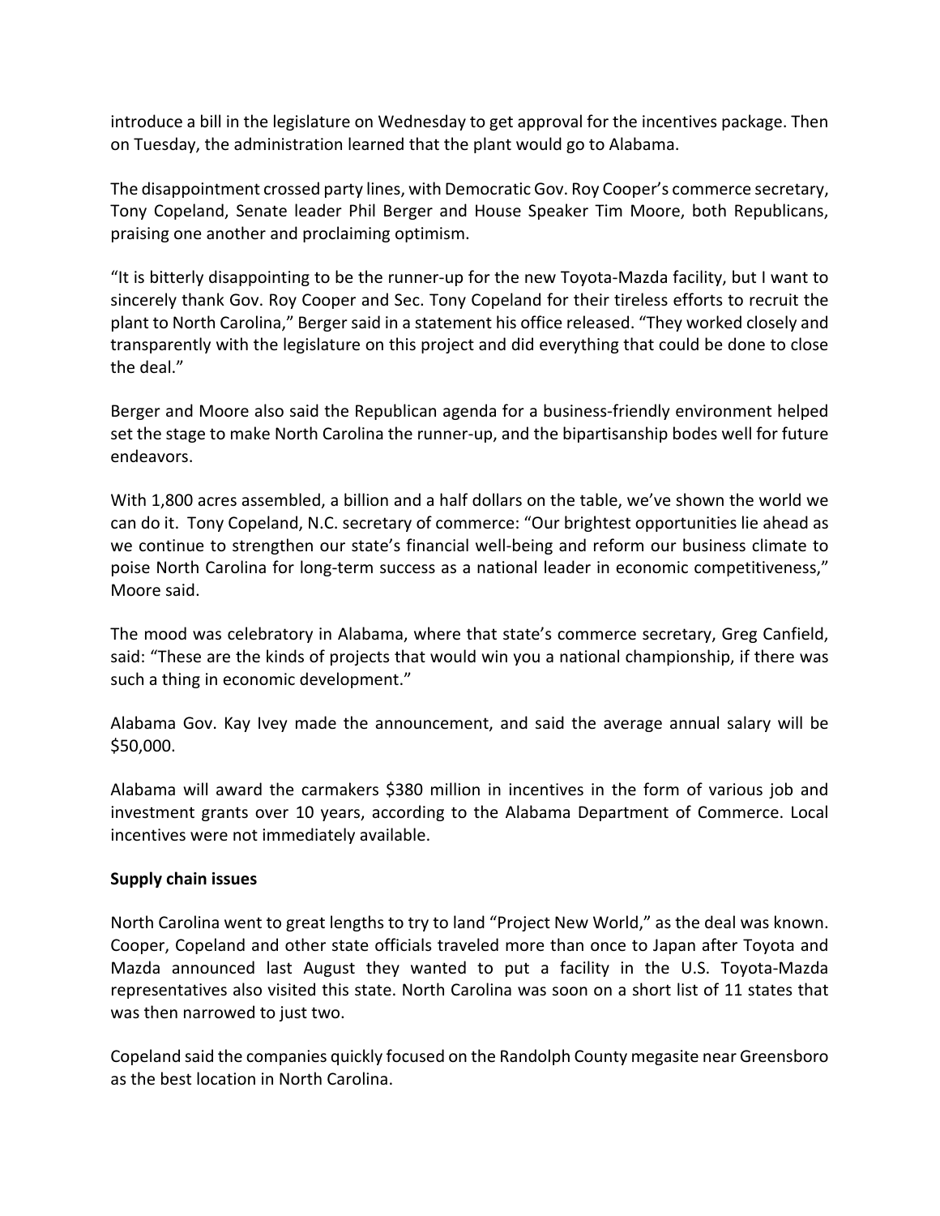introduce a bill in the legislature on Wednesday to get approval for the incentives package. Then on Tuesday, the administration learned that the plant would go to Alabama.

The disappointment crossed party lines, with Democratic Gov. Roy Cooper's commerce secretary, Tony Copeland, Senate leader Phil Berger and House Speaker Tim Moore, both Republicans, praising one another and proclaiming optimism.

"It is bitterly disappointing to be the runner-up for the new Toyota-Mazda facility, but I want to sincerely thank Gov. Roy Cooper and Sec. Tony Copeland for their tireless efforts to recruit the plant to North Carolina," Berger said in a statement his office released. "They worked closely and transparently with the legislature on this project and did everything that could be done to close the deal."

Berger and Moore also said the Republican agenda for a business-friendly environment helped set the stage to make North Carolina the runner-up, and the bipartisanship bodes well for future endeavors.

With 1,800 acres assembled, a billion and a half dollars on the table, we've shown the world we can do it. Tony Copeland, N.C. secretary of commerce: "Our brightest opportunities lie ahead as we continue to strengthen our state's financial well-being and reform our business climate to poise North Carolina for long-term success as a national leader in economic competitiveness," Moore said.

The mood was celebratory in Alabama, where that state's commerce secretary, Greg Canfield, said: "These are the kinds of projects that would win you a national championship, if there was such a thing in economic development."

Alabama Gov. Kay Ivey made the announcement, and said the average annual salary will be $50,000.

Alabama will award the carmakers $380 million in incentives in the form of various job and investment grants over 10 years, according to the Alabama Department of Commerce. Local incentives were not immediately available.

**Supply chain issues**

North Carolina went to great lengths to try to land "Project New World," as the deal was known. Cooper, Copeland and other state officials traveled more than once to Japan after Toyota and Mazda announced last August they wanted to put a facility in the U.S. Toyota-Mazda representatives also visited this state. North Carolina was soon on a short list of 11 states that was then narrowed to just two.

Copeland said the companies quickly focused on the Randolph County megasite near Greensboro as the best location in North Carolina.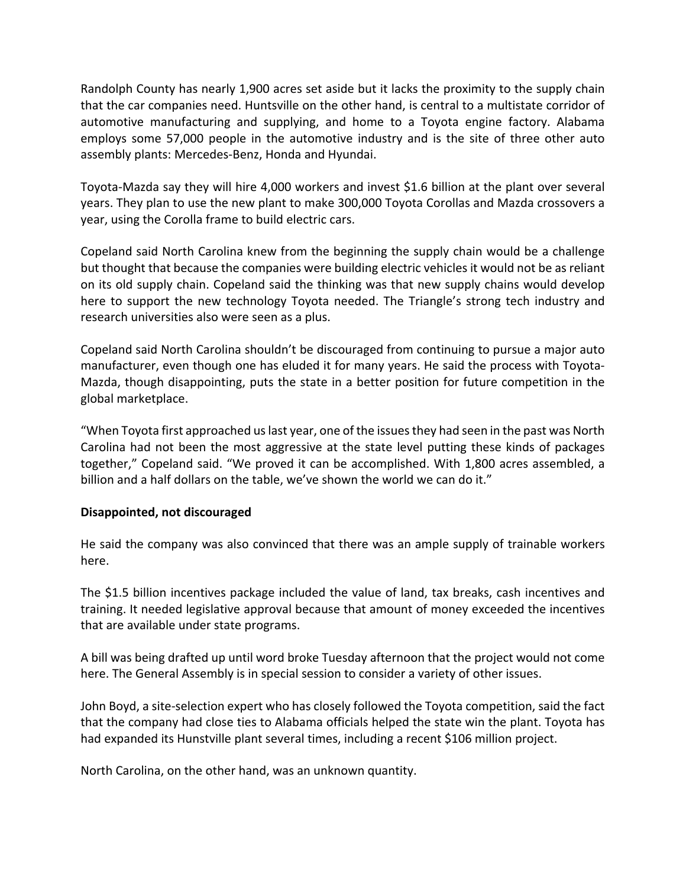Randolph County has nearly 1,900 acres set aside but it lacks the proximity to the supply chain that the car companies need. Huntsville on the other hand, is central to a multistate corridor of automotive manufacturing and supplying, and home to a Toyota engine factory. Alabama employs some 57,000 people in the automotive industry and is the site of three other auto assembly plants: Mercedes-Benz, Honda and Hyundai.

Toyota-Mazda say they will hire 4,000 workers and invest $1.6 billion at the plant over several years. They plan to use the new plant to make 300,000 Toyota Corollas and Mazda crossovers a year, using the Corolla frame to build electric cars.

Copeland said North Carolina knew from the beginning the supply chain would be a challenge but thought that because the companies were building electric vehicles it would not be as reliant on its old supply chain. Copeland said the thinking was that new supply chains would develop here to support the new technology Toyota needed. The Triangle's strong tech industry and research universities also were seen as a plus.

Copeland said North Carolina shouldn't be discouraged from continuing to pursue a major auto manufacturer, even though one has eluded it for many years. He said the process with Toyota-Mazda, though disappointing, puts the state in a better position for future competition in the global marketplace.

"When Toyota first approached us last year, one of the issues they had seen in the past was North Carolina had not been the most aggressive at the state level putting these kinds of packages together," Copeland said. "We proved it can be accomplished. With 1,800 acres assembled, a billion and a half dollars on the table, we've shown the world we can do it."

**Disappointed, not discouraged**

He said the company was also convinced that there was an ample supply of trainable workers here.

The $1.5 billion incentives package included the value of land, tax breaks, cash incentives and training. It needed legislative approval because that amount of money exceeded the incentives that are available under state programs.

A bill was being drafted up until word broke Tuesday afternoon that the project would not come here. The General Assembly is in special session to consider a variety of other issues.

John Boyd, a site-selection expert who has closely followed the Toyota competition, said the fact that the company had close ties to Alabama officials helped the state win the plant. Toyota has had expanded its Hunstville plant several times, including a recent $106 million project.

North Carolina, on the other hand, was an unknown quantity.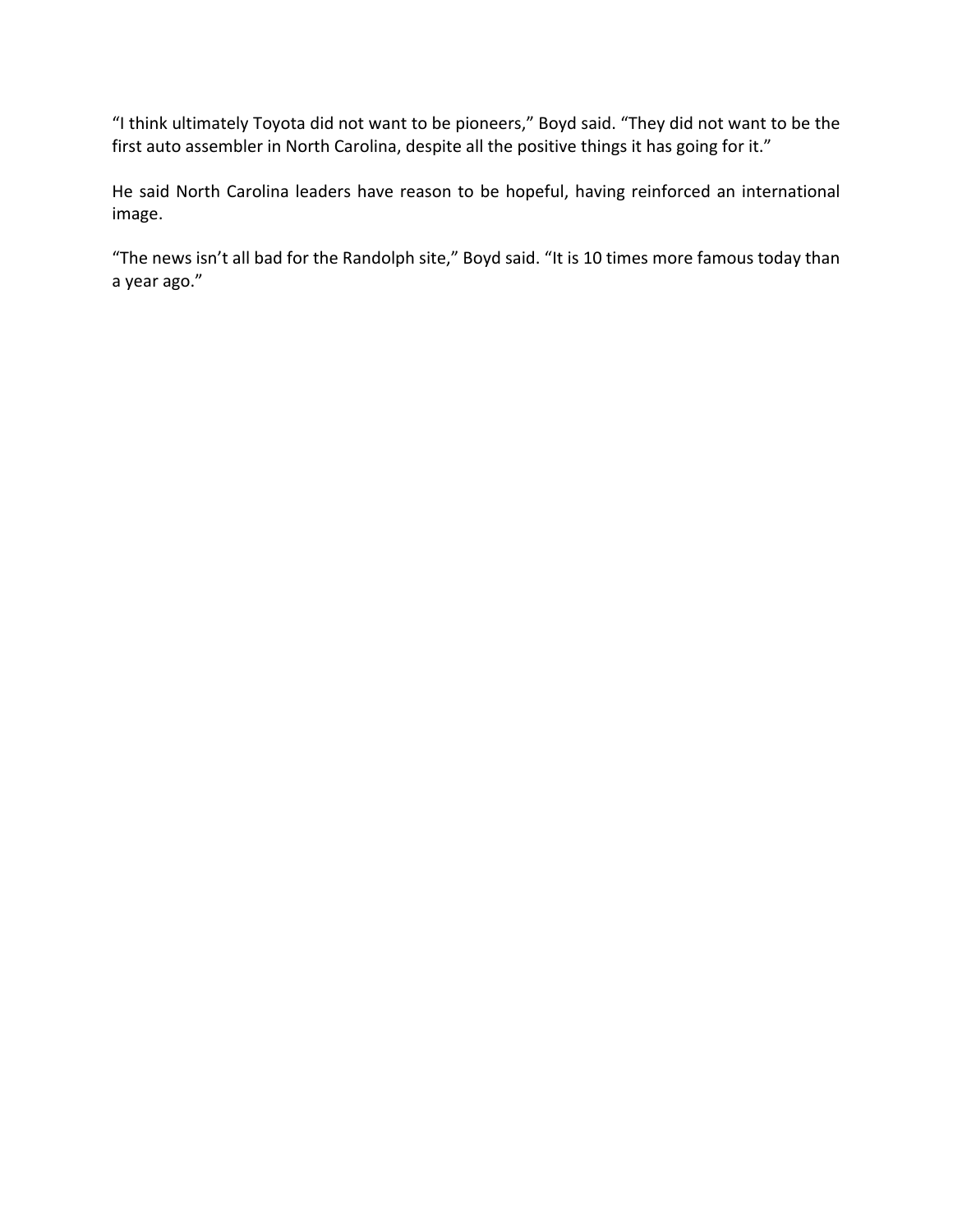"I think ultimately Toyota did not want to be pioneers," Boyd said. "They did not want to be the first auto assembler in North Carolina, despite all the positive things it has going for it."

He said North Carolina leaders have reason to be hopeful, having reinforced an international image.

"The news isn't all bad for the Randolph site," Boyd said. "It is 10 times more famous today than a year ago."